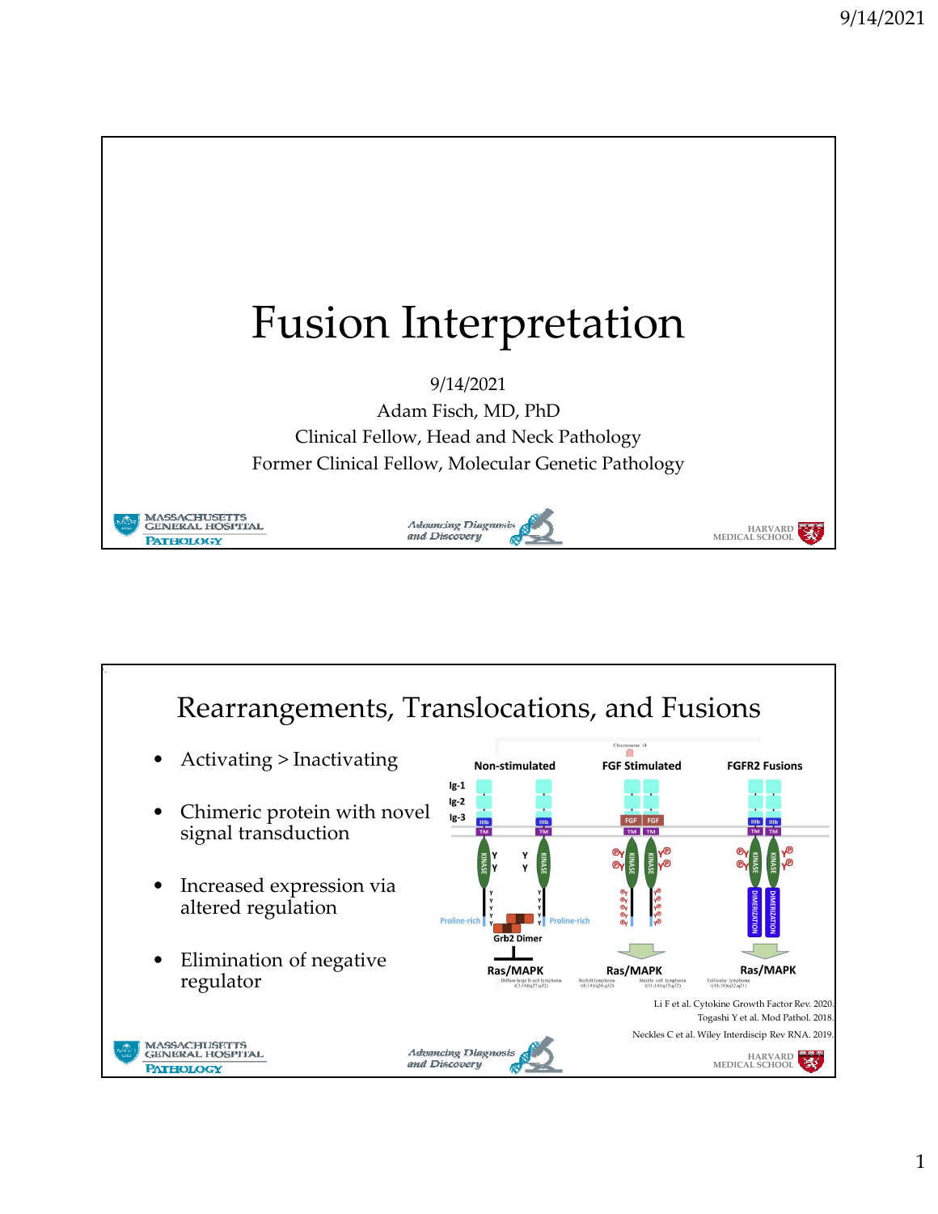# Fusion Interpretation

9/14/2021

Adam Fisch, MD, PhD

Clinical Fellow, Head and Neck Pathology

Former Clinical Fellow, Molecular Genetic Pathology

## Rearrangements, Translocations, and Fusions

- Activating > Inactivating
- Chimeric protein with novel signal transduction
- Increased expression via altered regulation
- Elimination of negative regulator

Li F et al. Cytokine Growth Factor Rev. 2020.
Togashi Y et al. Mod Pathol. 2018.
Neckles C et al. Wiley Interdiscip Rev RNA. 2019.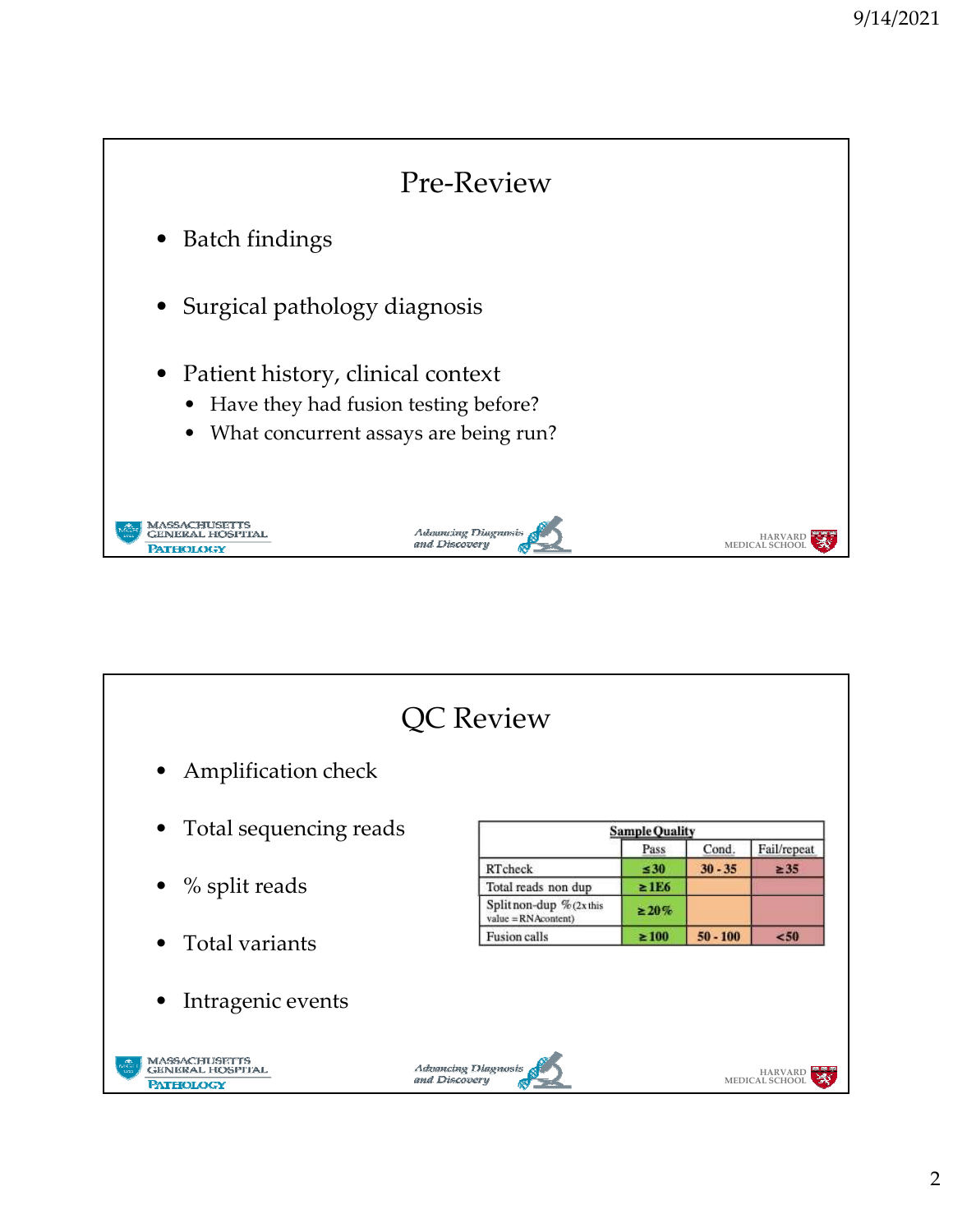## Pre-Review

- Batch findings
- Surgical pathology diagnosis
- Patient history, clinical context
  - Have they had fusion testing before?
  - What concurrent assays are being run?

## QC Review

- Amplification check
- Total sequencing reads
- % split reads
- Total variants
- Intragenic events

| Sample Quality | | | |
|---|---|---|---|
| | Pass | Cond. | Fail/repeat |
| RT check | ≤ 30 | 30 - 35 | ≥ 35 |
| Total reads non dup | ≥ 1E6 | | |
| Split non-dup % (2x this value = RNA content) | ≥ 20% | | |
| Fusion calls | ≥ 100 | 50 - 100 | <50 |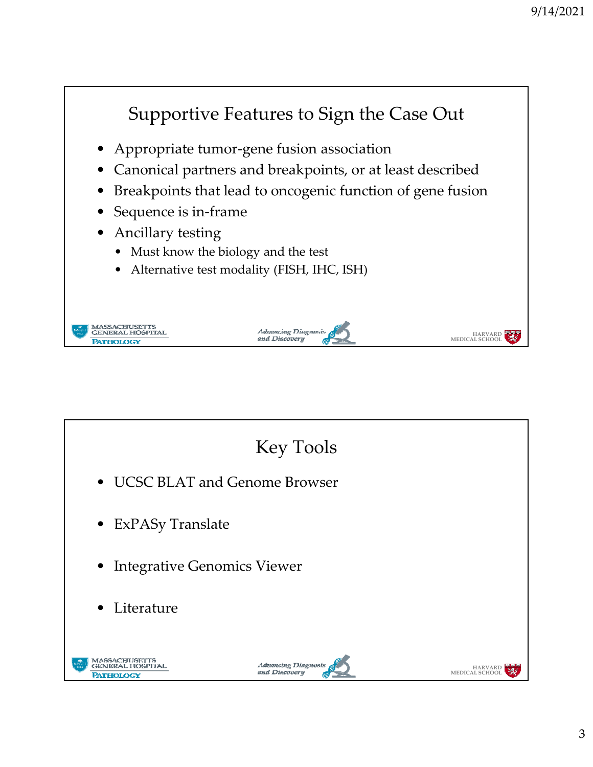## Supportive Features to Sign the Case Out

- Appropriate tumor-gene fusion association
- Canonical partners and breakpoints, or at least described
- Breakpoints that lead to oncogenic function of gene fusion
- Sequence is in-frame
- Ancillary testing
  - Must know the biology and the test
  - Alternative test modality (FISH, IHC, ISH)

## Key Tools

- UCSC BLAT and Genome Browser
- ExPASy Translate
- Integrative Genomics Viewer
- Literature